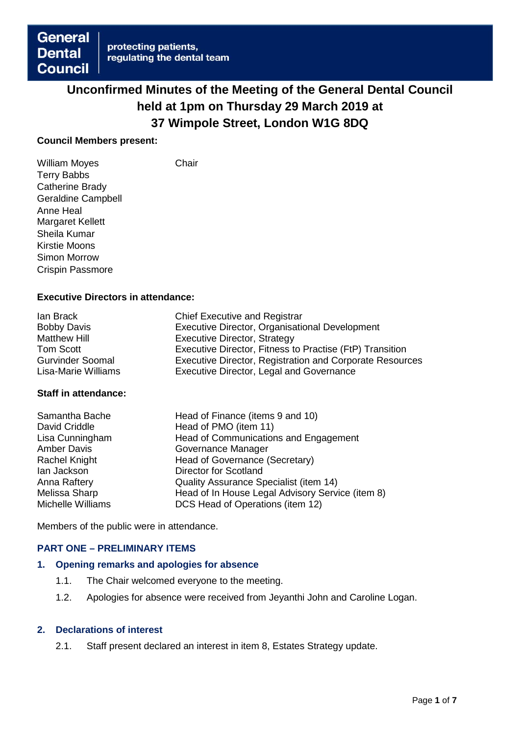General Dental Council — protecting patients, regulating the dental team

# Unconfirmed Minutes of the Meeting of the General Dental Council held at 1pm on Thursday 29 March 2019 at 37 Wimpole Street, London W1G 8DQ

**Council Members present:**

| | |
|---|---|
| William Moyes | Chair |
| Terry Babbs | |
| Catherine Brady | |
| Geraldine Campbell | |
| Anne Heal | |
| Margaret Kellett | |
| Sheila Kumar | |
| Kirstie Moons | |
| Simon Morrow | |
| Crispin Passmore | |

**Executive Directors in attendance:**

| | |
|---|---|
| Ian Brack | Chief Executive and Registrar |
| Bobby Davis | Executive Director, Organisational Development |
| Matthew Hill | Executive Director, Strategy |
| Tom Scott | Executive Director, Fitness to Practise (FtP) Transition |
| Gurvinder Soomal | Executive Director, Registration and Corporate Resources |
| Lisa-Marie Williams | Executive Director, Legal and Governance |

**Staff in attendance:**

| | |
|---|---|
| Samantha Bache | Head of Finance (items 9 and 10) |
| David Criddle | Head of PMO (item 11) |
| Lisa Cunningham | Head of Communications and Engagement |
| Amber Davis | Governance Manager |
| Rachel Knight | Head of Governance (Secretary) |
| Ian Jackson | Director for Scotland |
| Anna Raftery | Quality Assurance Specialist (item 14) |
| Melissa Sharp | Head of In House Legal Advisory Service (item 8) |
| Michelle Williams | DCS Head of Operations (item 12) |

Members of the public were in attendance.

## PART ONE – PRELIMINARY ITEMS

### 1. Opening remarks and apologies for absence

1.1. The Chair welcomed everyone to the meeting.

1.2. Apologies for absence were received from Jeyanthi John and Caroline Logan.

### 2. Declarations of interest

2.1. Staff present declared an interest in item 8, Estates Strategy update.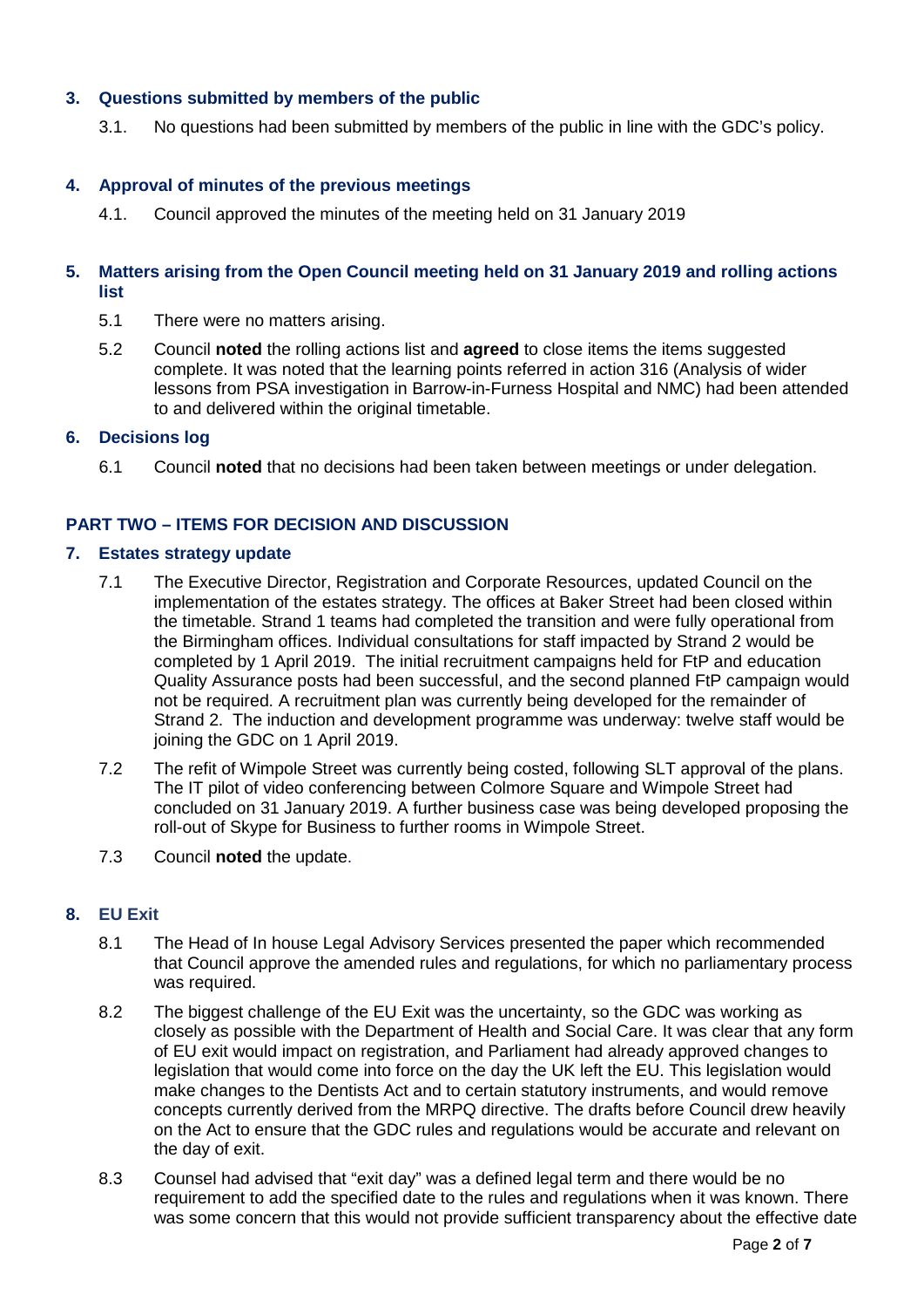## 3. Questions submitted by members of the public

3.1. No questions had been submitted by members of the public in line with the GDC's policy.

## 4. Approval of minutes of the previous meetings

4.1. Council approved the minutes of the meeting held on 31 January 2019

## 5. Matters arising from the Open Council meeting held on 31 January 2019 and rolling actions list

5.1 There were no matters arising.

5.2 Council **noted** the rolling actions list and **agreed** to close items the items suggested complete. It was noted that the learning points referred in action 316 (Analysis of wider lessons from PSA investigation in Barrow-in-Furness Hospital and NMC) had been attended to and delivered within the original timetable.

## 6. Decisions log

6.1 Council **noted** that no decisions had been taken between meetings or under delegation.

# PART TWO – ITEMS FOR DECISION AND DISCUSSION

## 7. Estates strategy update

7.1 The Executive Director, Registration and Corporate Resources, updated Council on the implementation of the estates strategy. The offices at Baker Street had been closed within the timetable. Strand 1 teams had completed the transition and were fully operational from the Birmingham offices. Individual consultations for staff impacted by Strand 2 would be completed by 1 April 2019. The initial recruitment campaigns held for FtP and education Quality Assurance posts had been successful, and the second planned FtP campaign would not be required. A recruitment plan was currently being developed for the remainder of Strand 2. The induction and development programme was underway: twelve staff would be joining the GDC on 1 April 2019.

7.2 The refit of Wimpole Street was currently being costed, following SLT approval of the plans. The IT pilot of video conferencing between Colmore Square and Wimpole Street had concluded on 31 January 2019. A further business case was being developed proposing the roll-out of Skype for Business to further rooms in Wimpole Street.

7.3 Council **noted** the update.

## 8. EU Exit

8.1 The Head of In house Legal Advisory Services presented the paper which recommended that Council approve the amended rules and regulations, for which no parliamentary process was required.

8.2 The biggest challenge of the EU Exit was the uncertainty, so the GDC was working as closely as possible with the Department of Health and Social Care. It was clear that any form of EU exit would impact on registration, and Parliament had already approved changes to legislation that would come into force on the day the UK left the EU. This legislation would make changes to the Dentists Act and to certain statutory instruments, and would remove concepts currently derived from the MRPQ directive. The drafts before Council drew heavily on the Act to ensure that the GDC rules and regulations would be accurate and relevant on the day of exit.

8.3 Counsel had advised that "exit day" was a defined legal term and there would be no requirement to add the specified date to the rules and regulations when it was known. There was some concern that this would not provide sufficient transparency about the effective date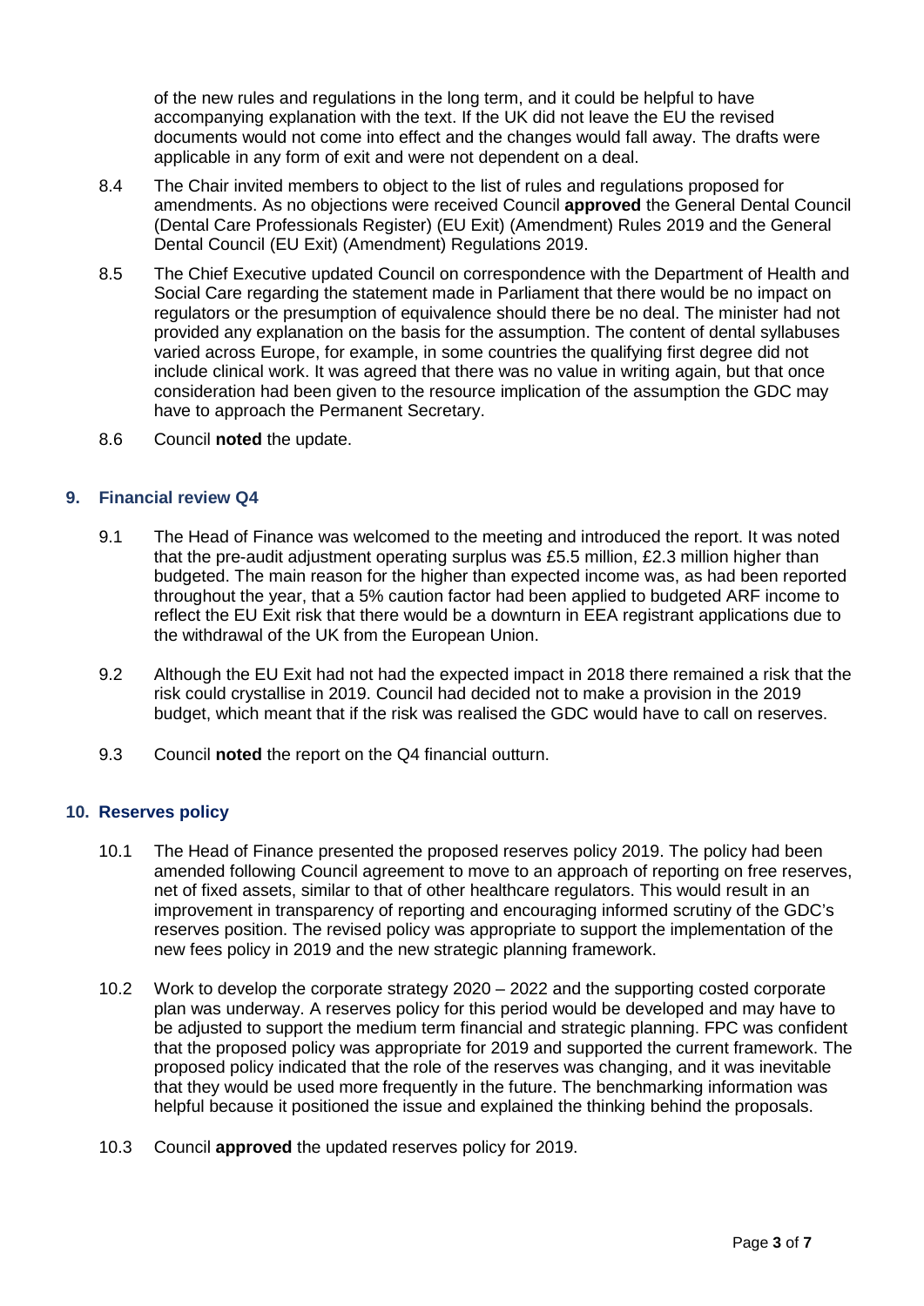of the new rules and regulations in the long term, and it could be helpful to have accompanying explanation with the text. If the UK did not leave the EU the revised documents would not come into effect and the changes would fall away. The drafts were applicable in any form of exit and were not dependent on a deal.

8.4 The Chair invited members to object to the list of rules and regulations proposed for amendments. As no objections were received Council **approved** the General Dental Council (Dental Care Professionals Register) (EU Exit) (Amendment) Rules 2019 and the General Dental Council (EU Exit) (Amendment) Regulations 2019.

8.5 The Chief Executive updated Council on correspondence with the Department of Health and Social Care regarding the statement made in Parliament that there would be no impact on regulators or the presumption of equivalence should there be no deal. The minister had not provided any explanation on the basis for the assumption. The content of dental syllabuses varied across Europe, for example, in some countries the qualifying first degree did not include clinical work. It was agreed that there was no value in writing again, but that once consideration had been given to the resource implication of the assumption the GDC may have to approach the Permanent Secretary.

8.6 Council **noted** the update.

## 9. Financial review Q4

9.1 The Head of Finance was welcomed to the meeting and introduced the report. It was noted that the pre-audit adjustment operating surplus was £5.5 million, £2.3 million higher than budgeted. The main reason for the higher than expected income was, as had been reported throughout the year, that a 5% caution factor had been applied to budgeted ARF income to reflect the EU Exit risk that there would be a downturn in EEA registrant applications due to the withdrawal of the UK from the European Union.

9.2 Although the EU Exit had not had the expected impact in 2018 there remained a risk that the risk could crystallise in 2019. Council had decided not to make a provision in the 2019 budget, which meant that if the risk was realised the GDC would have to call on reserves.

9.3 Council **noted** the report on the Q4 financial outturn.

## 10. Reserves policy

10.1 The Head of Finance presented the proposed reserves policy 2019. The policy had been amended following Council agreement to move to an approach of reporting on free reserves, net of fixed assets, similar to that of other healthcare regulators. This would result in an improvement in transparency of reporting and encouraging informed scrutiny of the GDC's reserves position. The revised policy was appropriate to support the implementation of the new fees policy in 2019 and the new strategic planning framework.

10.2 Work to develop the corporate strategy 2020 – 2022 and the supporting costed corporate plan was underway. A reserves policy for this period would be developed and may have to be adjusted to support the medium term financial and strategic planning. FPC was confident that the proposed policy was appropriate for 2019 and supported the current framework. The proposed policy indicated that the role of the reserves was changing, and it was inevitable that they would be used more frequently in the future. The benchmarking information was helpful because it positioned the issue and explained the thinking behind the proposals.

10.3 Council **approved** the updated reserves policy for 2019.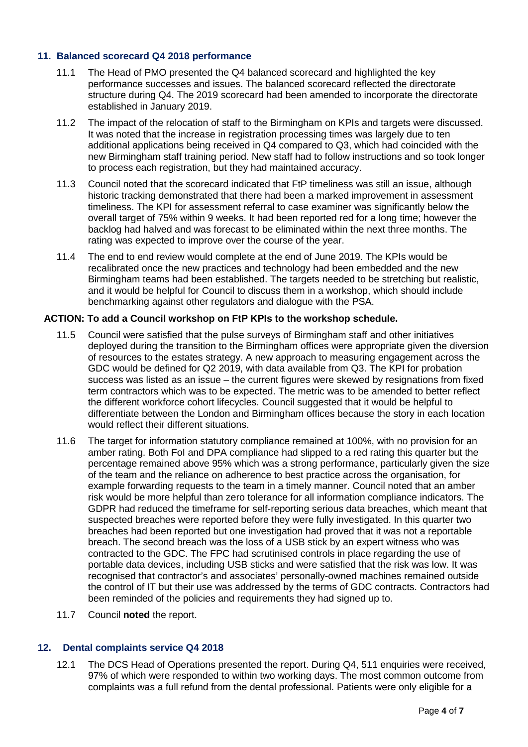## 11. Balanced scorecard Q4 2018 performance

11.1 The Head of PMO presented the Q4 balanced scorecard and highlighted the key performance successes and issues. The balanced scorecard reflected the directorate structure during Q4. The 2019 scorecard had been amended to incorporate the directorate established in January 2019.

11.2 The impact of the relocation of staff to the Birmingham on KPIs and targets were discussed. It was noted that the increase in registration processing times was largely due to ten additional applications being received in Q4 compared to Q3, which had coincided with the new Birmingham staff training period. New staff had to follow instructions and so took longer to process each registration, but they had maintained accuracy.

11.3 Council noted that the scorecard indicated that FtP timeliness was still an issue, although historic tracking demonstrated that there had been a marked improvement in assessment timeliness. The KPI for assessment referral to case examiner was significantly below the overall target of 75% within 9 weeks. It had been reported red for a long time; however the backlog had halved and was forecast to be eliminated within the next three months. The rating was expected to improve over the course of the year.

11.4 The end to end review would complete at the end of June 2019. The KPIs would be recalibrated once the new practices and technology had been embedded and the new Birmingham teams had been established. The targets needed to be stretching but realistic, and it would be helpful for Council to discuss them in a workshop, which should include benchmarking against other regulators and dialogue with the PSA.

**ACTION: To add a Council workshop on FtP KPIs to the workshop schedule.**

11.5 Council were satisfied that the pulse surveys of Birmingham staff and other initiatives deployed during the transition to the Birmingham offices were appropriate given the diversion of resources to the estates strategy. A new approach to measuring engagement across the GDC would be defined for Q2 2019, with data available from Q3. The KPI for probation success was listed as an issue – the current figures were skewed by resignations from fixed term contractors which was to be expected. The metric was to be amended to better reflect the different workforce cohort lifecycles. Council suggested that it would be helpful to differentiate between the London and Birmingham offices because the story in each location would reflect their different situations.

11.6 The target for information statutory compliance remained at 100%, with no provision for an amber rating. Both FoI and DPA compliance had slipped to a red rating this quarter but the percentage remained above 95% which was a strong performance, particularly given the size of the team and the reliance on adherence to best practice across the organisation, for example forwarding requests to the team in a timely manner. Council noted that an amber risk would be more helpful than zero tolerance for all information compliance indicators. The GDPR had reduced the timeframe for self-reporting serious data breaches, which meant that suspected breaches were reported before they were fully investigated. In this quarter two breaches had been reported but one investigation had proved that it was not a reportable breach. The second breach was the loss of a USB stick by an expert witness who was contracted to the GDC. The FPC had scrutinised controls in place regarding the use of portable data devices, including USB sticks and were satisfied that the risk was low. It was recognised that contractor's and associates' personally-owned machines remained outside the control of IT but their use was addressed by the terms of GDC contracts. Contractors had been reminded of the policies and requirements they had signed up to.

11.7 Council **noted** the report.

## 12. Dental complaints service Q4 2018

12.1 The DCS Head of Operations presented the report. During Q4, 511 enquiries were received, 97% of which were responded to within two working days. The most common outcome from complaints was a full refund from the dental professional. Patients were only eligible for a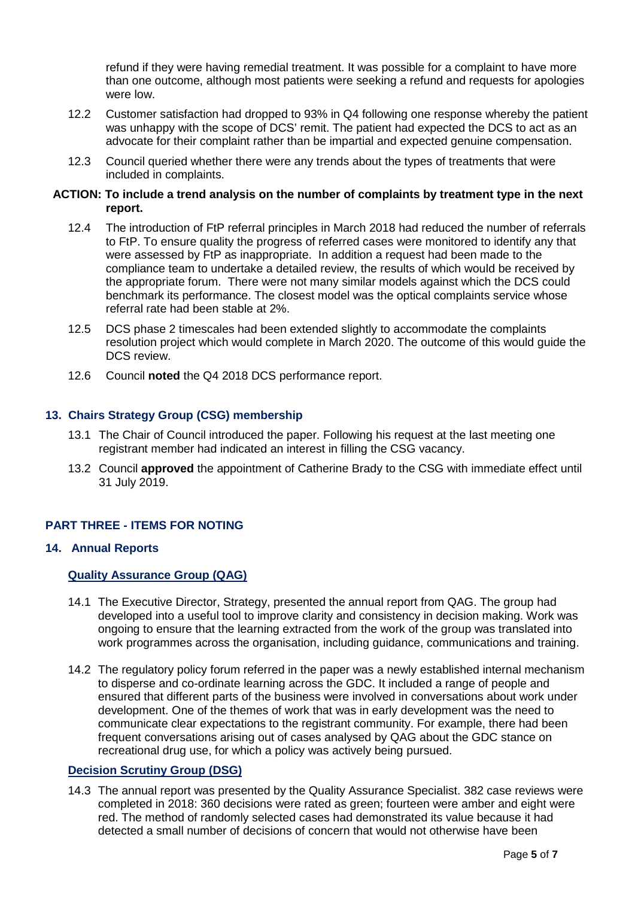refund if they were having remedial treatment. It was possible for a complaint to have more than one outcome, although most patients were seeking a refund and requests for apologies were low.

12.2 Customer satisfaction had dropped to 93% in Q4 following one response whereby the patient was unhappy with the scope of DCS' remit. The patient had expected the DCS to act as an advocate for their complaint rather than be impartial and expected genuine compensation.

12.3 Council queried whether there were any trends about the types of treatments that were included in complaints.

**ACTION: To include a trend analysis on the number of complaints by treatment type in the next report.**

12.4 The introduction of FtP referral principles in March 2018 had reduced the number of referrals to FtP. To ensure quality the progress of referred cases were monitored to identify any that were assessed by FtP as inappropriate. In addition a request had been made to the compliance team to undertake a detailed review, the results of which would be received by the appropriate forum. There were not many similar models against which the DCS could benchmark its performance. The closest model was the optical complaints service whose referral rate had been stable at 2%.

12.5 DCS phase 2 timescales had been extended slightly to accommodate the complaints resolution project which would complete in March 2020. The outcome of this would guide the DCS review.

12.6 Council **noted** the Q4 2018 DCS performance report.

## 13. Chairs Strategy Group (CSG) membership

13.1 The Chair of Council introduced the paper. Following his request at the last meeting one registrant member had indicated an interest in filling the CSG vacancy.

13.2 Council **approved** the appointment of Catherine Brady to the CSG with immediate effect until 31 July 2019.

## PART THREE - ITEMS FOR NOTING

## 14. Annual Reports

### Quality Assurance Group (QAG)

14.1 The Executive Director, Strategy, presented the annual report from QAG. The group had developed into a useful tool to improve clarity and consistency in decision making. Work was ongoing to ensure that the learning extracted from the work of the group was translated into work programmes across the organisation, including guidance, communications and training.

14.2 The regulatory policy forum referred in the paper was a newly established internal mechanism to disperse and co-ordinate learning across the GDC. It included a range of people and ensured that different parts of the business were involved in conversations about work under development. One of the themes of work that was in early development was the need to communicate clear expectations to the registrant community. For example, there had been frequent conversations arising out of cases analysed by QAG about the GDC stance on recreational drug use, for which a policy was actively being pursued.

### Decision Scrutiny Group (DSG)

14.3 The annual report was presented by the Quality Assurance Specialist. 382 case reviews were completed in 2018: 360 decisions were rated as green; fourteen were amber and eight were red. The method of randomly selected cases had demonstrated its value because it had detected a small number of decisions of concern that would not otherwise have been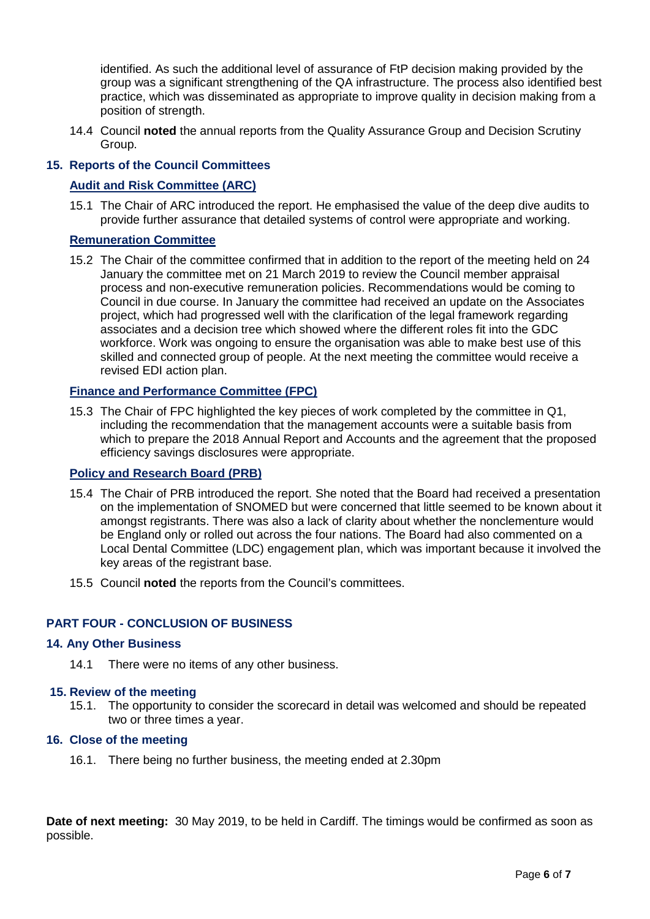identified. As such the additional level of assurance of FtP decision making provided by the group was a significant strengthening of the QA infrastructure. The process also identified best practice, which was disseminated as appropriate to improve quality in decision making from a position of strength.

14.4 Council **noted** the annual reports from the Quality Assurance Group and Decision Scrutiny Group.

## 15. Reports of the Council Committees

### Audit and Risk Committee (ARC)

15.1 The Chair of ARC introduced the report. He emphasised the value of the deep dive audits to provide further assurance that detailed systems of control were appropriate and working.

### Remuneration Committee

15.2 The Chair of the committee confirmed that in addition to the report of the meeting held on 24 January the committee met on 21 March 2019 to review the Council member appraisal process and non-executive remuneration policies. Recommendations would be coming to Council in due course. In January the committee had received an update on the Associates project, which had progressed well with the clarification of the legal framework regarding associates and a decision tree which showed where the different roles fit into the GDC workforce. Work was ongoing to ensure the organisation was able to make best use of this skilled and connected group of people. At the next meeting the committee would receive a revised EDI action plan.

### Finance and Performance Committee (FPC)

15.3 The Chair of FPC highlighted the key pieces of work completed by the committee in Q1, including the recommendation that the management accounts were a suitable basis from which to prepare the 2018 Annual Report and Accounts and the agreement that the proposed efficiency savings disclosures were appropriate.

### Policy and Research Board (PRB)

15.4 The Chair of PRB introduced the report. She noted that the Board had received a presentation on the implementation of SNOMED but were concerned that little seemed to be known about it amongst registrants. There was also a lack of clarity about whether the nonclementure would be England only or rolled out across the four nations. The Board had also commented on a Local Dental Committee (LDC) engagement plan, which was important because it involved the key areas of the registrant base.

15.5 Council **noted** the reports from the Council's committees.

## PART FOUR - CONCLUSION OF BUSINESS

## 14. Any Other Business

14.1 There were no items of any other business.

## 15. Review of the meeting

15.1. The opportunity to consider the scorecard in detail was welcomed and should be repeated two or three times a year.

## 16. Close of the meeting

16.1. There being no further business, the meeting ended at 2.30pm

**Date of next meeting:** 30 May 2019, to be held in Cardiff. The timings would be confirmed as soon as possible.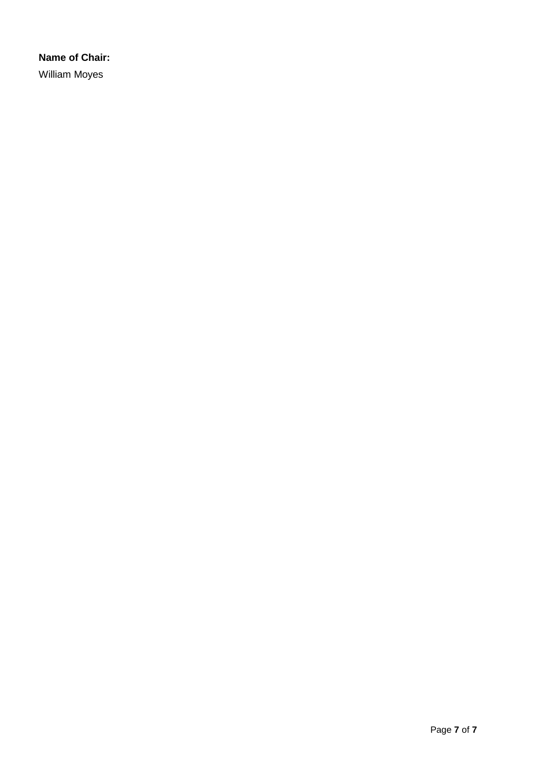**Name of Chair:**

William Moyes